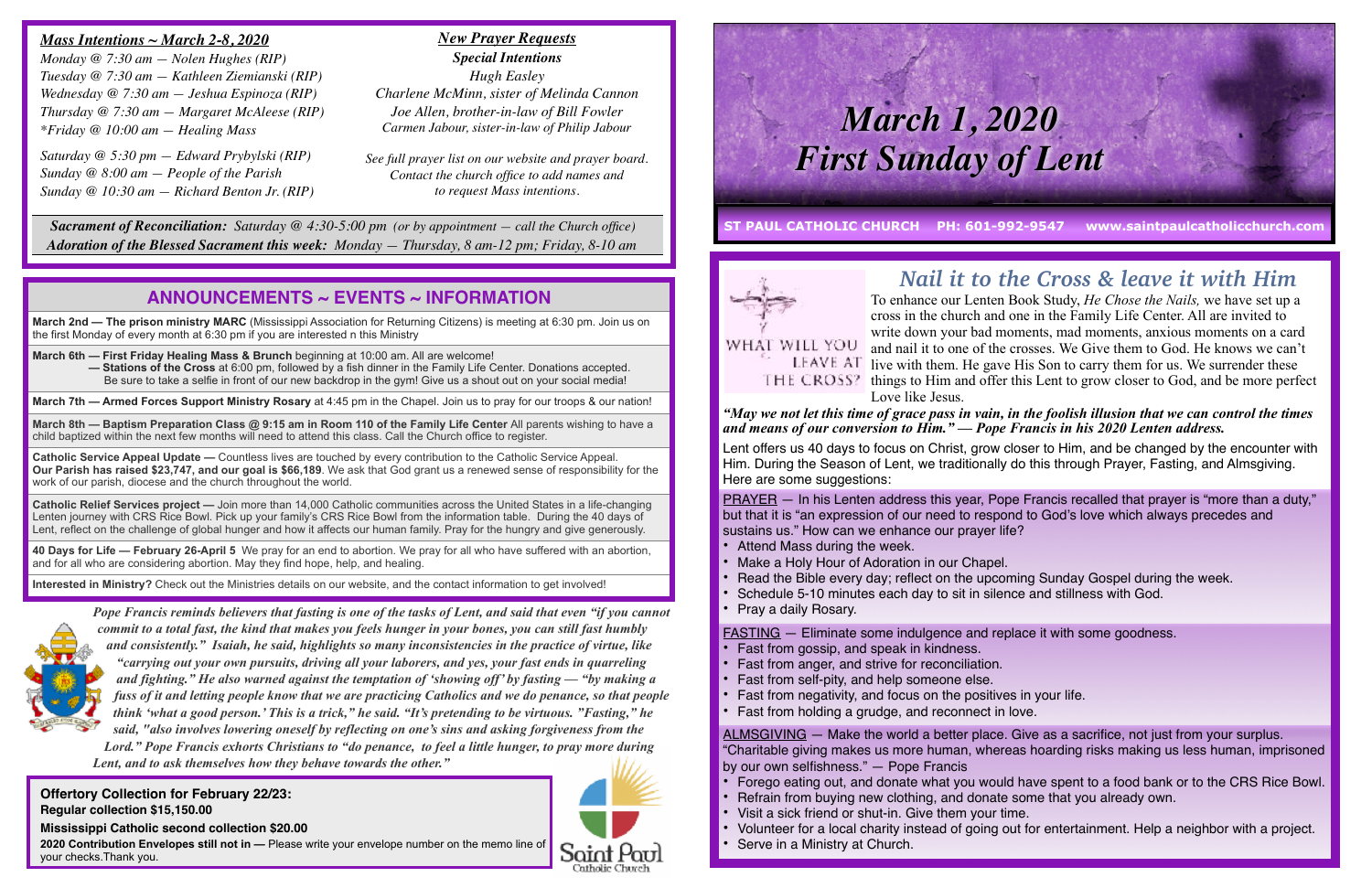# March 1, 2020
# First Sunday of Lent

**ST PAUL CATHOLIC CHURCH PH: 601-992-9547 www.saintpaulcatholicchurch.com**

## *Mass Intentions ~ March 2-8, 2020*

*Monday @ 7:30 am — Nolen Hughes (RIP)*
*Tuesday @ 7:30 am — Kathleen Ziemianski (RIP)*
*Wednesday @ 7:30 am — Jeshua Espinoza (RIP)*
*Thursday @ 7:30 am — Margaret McAleese (RIP)*
*\*Friday @ 10:00 am — Healing Mass*

*Saturday @ 5:30 pm — Edward Prybylski (RIP)*
*Sunday @ 8:00 am — People of the Parish*
*Sunday @ 10:30 am — Richard Benton Jr. (RIP)*

## *New Prayer Requests*

***Special Intentions***

*Hugh Easley*
*Charlene McMinn, sister of Melinda Cannon*
*Joe Allen, brother-in-law of Bill Fowler*
*Carmen Jabour, sister-in-law of Philip Jabour*

*See full prayer list on our website and prayer board. Contact the church office to add names and to request Mass intentions.*

***Sacrament of Reconciliation:** Saturday @ 4:30-5:00 pm (or by appointment — call the Church office)*
***Adoration of the Blessed Sacrament this week:** Monday — Thursday, 8 am-12 pm; Friday, 8-10 am*

## ANNOUNCEMENTS ~ EVENTS ~ INFORMATION

**March 2nd — The prison ministry MARC** (Mississippi Association for Returning Citizens) is meeting at 6:30 pm. Join us on the first Monday of every month at 6:30 pm if you are interested n this Ministry

**March 6th — First Friday Healing Mass & Brunch** beginning at 10:00 am. All are welcome!
**— Stations of the Cross** at 6:00 pm, followed by a fish dinner in the Family Life Center. Donations accepted. Be sure to take a selfie in front of our new backdrop in the gym! Give us a shout out on your social media!

**March 7th — Armed Forces Support Ministry Rosary** at 4:45 pm in the Chapel. Join us to pray for our troops & our nation!

**March 8th — Baptism Preparation Class @ 9:15 am in Room 110 of the Family Life Center** All parents wishing to have a child baptized within the next few months will need to attend this class. Call the Church office to register.

**Catholic Service Appeal Update —** Countless lives are touched by every contribution to the Catholic Service Appeal. **Our Parish has raised $23,747, and our goal is $66,189**. We ask that God grant us a renewed sense of responsibility for the work of our parish, diocese and the church throughout the world.

**Catholic Relief Services project —** Join more than 14,000 Catholic communities across the United States in a life-changing Lenten journey with CRS Rice Bowl. Pick up your family's CRS Rice Bowl from the information table. During the 40 days of Lent, reflect on the challenge of global hunger and how it affects our human family. Pray for the hungry and give generously.

**40 Days for Life — February 26-April 5** We pray for an end to abortion. We pray for all who have suffered with an abortion, and for all who are considering abortion. May they find hope, help, and healing.

**Interested in Ministry?** Check out the Ministries details on our website, and the contact information to get involved!

***Pope Francis reminds believers that fasting is one of the tasks of Lent, and said that even "if you cannot commit to a total fast, the kind that makes you feels hunger in your bones, you can still fast humbly and consistently." Isaiah, he said, highlights so many inconsistencies in the practice of virtue, like "carrying out your own pursuits, driving all your laborers, and yes, your fast ends in quarreling and fighting." He also warned against the temptation of 'showing off' by fasting — "by making a fuss of it and letting people know that we are practicing Catholics and we do penance, so that people think 'what a good person.' This is a trick," he said. "It's pretending to be virtuous. "Fasting," he said, "also involves lowering oneself by reflecting on one's sins and asking forgiveness from the Lord." Pope Francis exhorts Christians to "do penance, to feel a little hunger, to pray more during Lent, and to ask themselves how they behave towards the other."***

**Offertory Collection for February 22/23:**
**Regular collection $15,150.00**

**Mississippi Catholic second collection $20.00**

**2020 Contribution Envelopes still not in —** Please write your envelope number on the memo line of your checks.Thank you.

Saint Paul Catholic Church

## *Nail it to the Cross & leave it with Him*

WHAT WILL YOU LEAVE AT THE CROSS?

To enhance our Lenten Book Study, *He Chose the Nails,* we have set up a cross in the church and one in the Family Life Center. All are invited to write down your bad moments, mad moments, anxious moments on a card and nail it to one of the crosses. We Give them to God. He knows we can't live with them. He gave His Son to carry them for us. We surrender these things to Him and offer this Lent to grow closer to God, and be more perfect Love like Jesus.

***"May we not let this time of grace pass in vain, in the foolish illusion that we can control the times and means of our conversion to Him." — Pope Francis in his 2020 Lenten address.***

Lent offers us 40 days to focus on Christ, grow closer to Him, and be changed by the encounter with Him. During the Season of Lent, we traditionally do this through Prayer, Fasting, and Almsgiving. Here are some suggestions:

PRAYER — In his Lenten address this year, Pope Francis recalled that prayer is "more than a duty," but that it is "an expression of our need to respond to God's love which always precedes and sustains us." How can we enhance our prayer life?

- Attend Mass during the week.
- Make a Holy Hour of Adoration in our Chapel.
- Read the Bible every day; reflect on the upcoming Sunday Gospel during the week.
- Schedule 5-10 minutes each day to sit in silence and stillness with God.
- Pray a daily Rosary.

FASTING — Eliminate some indulgence and replace it with some goodness.

- Fast from gossip, and speak in kindness.
- Fast from anger, and strive for reconciliation.
- Fast from self-pity, and help someone else.
- Fast from negativity, and focus on the positives in your life.
- Fast from holding a grudge, and reconnect in love.

ALMSGIVING — Make the world a better place. Give as a sacrifice, not just from your surplus. "Charitable giving makes us more human, whereas hoarding risks making us less human, imprisoned by our own selfishness." — Pope Francis

- Forego eating out, and donate what you would have spent to a food bank or to the CRS Rice Bowl.
- Refrain from buying new clothing, and donate some that you already own.
- Visit a sick friend or shut-in. Give them your time.
- Volunteer for a local charity instead of going out for entertainment. Help a neighbor with a project.
- Serve in a Ministry at Church.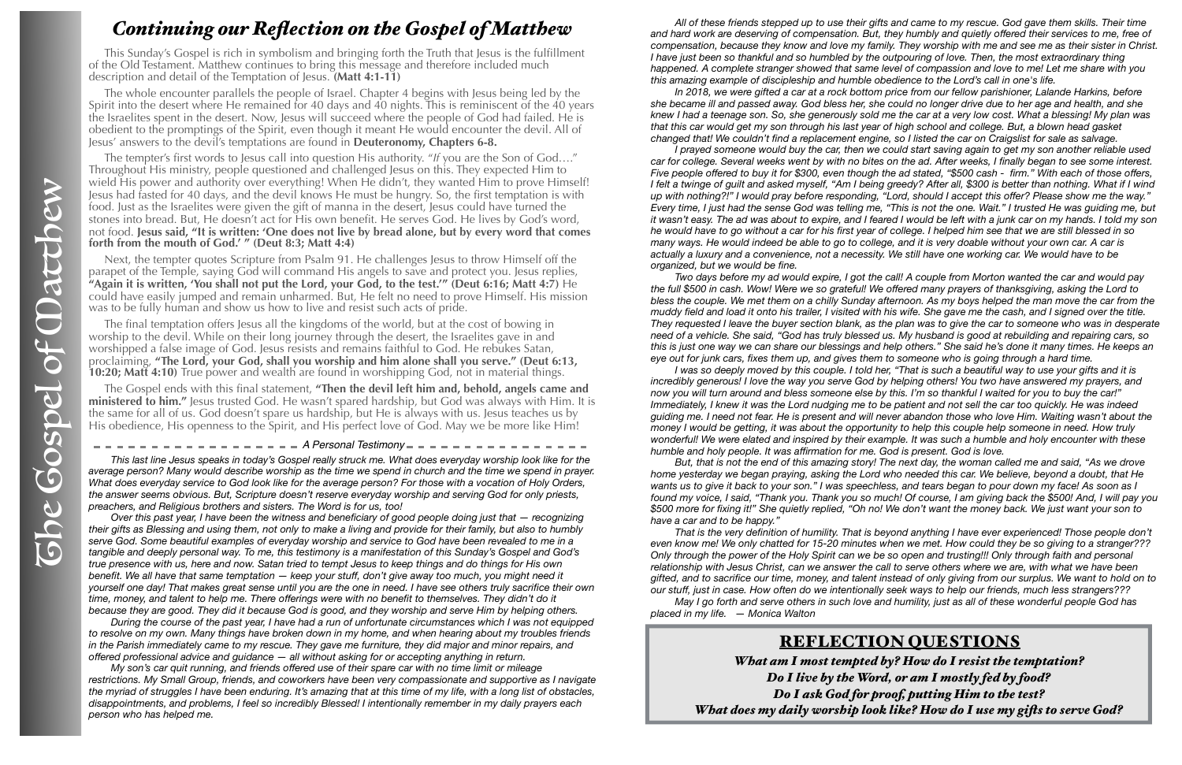# *Continuing our Reflection on the Gospel of Matthew*

This Sunday's Gospel is rich in symbolism and bringing forth the Truth that Jesus is the fulfillment of the Old Testament. Matthew continues to bring this message and therefore included much description and detail of the Temptation of Jesus. (**Matt 4:1-11**)

The whole encounter parallels the people of Israel. Chapter 4 begins with Jesus being led by the Spirit into the desert where He remained for 40 days and 40 nights. This is reminiscent of the 40 years the Israelites spent in the desert. Now, Jesus will succeed where the people of God had failed. He is obedient to the promptings of the Spirit, even though it meant He would encounter the devil. All of Jesus' answers to the devil's temptations are found in **Deuteronomy, Chapters 6-8.**

The tempter's first words to Jesus call into question His authority. "*If* you are the Son of God…." Throughout His ministry, people questioned and challenged Jesus on this. They expected Him to wield His power and authority over everything! When He didn't, they wanted Him to prove Himself! Jesus had fasted for 40 days, and the devil knows He must be hungry. So, the first temptation is with food. Just as the Israelites were given the gift of manna in the desert, Jesus could have turned the stones into bread. But, He doesn't act for His own benefit. He serves God. He lives by God's word, not food. **Jesus said, "It is written: 'One does not live by bread alone, but by every word that comes forth from the mouth of God.' " (Deut 8:3; Matt 4:4)**

Next, the tempter quotes Scripture from Psalm 91. He challenges Jesus to throw Himself off the parapet of the Temple, saying God will command His angels to save and protect you. Jesus replies, **"Again it is written, 'You shall not put the Lord, your God, to the test.'" (Deut 6:16; Matt 4:7)** He could have easily jumped and remain unharmed. But, He felt no need to prove Himself. His mission was to be fully human and show us how to live and resist such acts of pride.

The final temptation offers Jesus all the kingdoms of the world, but at the cost of bowing in worship to the devil. While on their long journey through the desert, the Israelites gave in and worshipped a false image of God. Jesus resists and remains faithful to God. He rebukes Satan, proclaiming, **"The Lord, your God, shall you worship and him alone shall you serve." (Deut 6:13, 10:20; Matt 4:10)** True power and wealth are found in worshipping God, not in material things.

The Gospel ends with this final statement, **"Then the devil left him and, behold, angels came and ministered to him."** Jesus trusted God. He wasn't spared hardship, but God was always with Him. It is the same for all of us. God doesn't spare us hardship, but He is always with us. Jesus teaches us by His obedience, His openness to the Spirit, and His perfect love of God. May we be more like Him!

## *A Personal Testimony*

*This last line Jesus speaks in today's Gospel really struck me. What does everyday worship look like for the average person? Many would describe worship as the time we spend in church and the time we spend in prayer. What does everyday service to God look like for the average person? For those with a vocation of Holy Orders, the answer seems obvious. But, Scripture doesn't reserve everyday worship and serving God for only priests, preachers, and Religious brothers and sisters. The Word is for us, too!*

*Over this past year, I have been the witness and beneficiary of good people doing just that — recognizing their gifts as Blessing and using them, not only to make a living and provide for their family, but also to humbly serve God. Some beautiful examples of everyday worship and service to God have been revealed to me in a tangible and deeply personal way. To me, this testimony is a manifestation of this Sunday's Gospel and God's true presence with us, here and now. Satan tried to tempt Jesus to keep things and do things for His own benefit. We all have that same temptation — keep your stuff, don't give away too much, you might need it yourself one day! That makes great sense until you are the one in need. I have see others truly sacrifice their own time, money, and talent to help me. These offerings were with no benefit to themselves. They didn't do it because they are good. They did it because God is good, and they worship and serve Him by helping others.*

*During the course of the past year, I have had a run of unfortunate circumstances which I was not equipped to resolve on my own. Many things have broken down in my home, and when hearing about my troubles friends in the Parish immediately came to my rescue. They gave me furniture, they did major and minor repairs, and offered professional advice and guidance — all without asking for or accepting anything in return.*

*My son's car quit running, and friends offered use of their spare car with no time limit or mileage restrictions. My Small Group, friends, and coworkers have been very compassionate and supportive as I navigate the myriad of struggles I have been enduring. It's amazing that at this time of my life, with a long list of obstacles, disappointments, and problems, I feel so incredibly Blessed! I intentionally remember in my daily prayers each person who has helped me.*

*All of these friends stepped up to use their gifts and came to my rescue. God gave them skills. Their time and hard work are deserving of compensation. But, they humbly and quietly offered their services to me, free of compensation, because they know and love my family. They worship with me and see me as their sister in Christ. I have just been so thankful and so humbled by the outpouring of love. Then, the most extraordinary thing happened. A complete stranger showed that same level of compassion and love to me! Let me share with you this amazing example of discipleship and humble obedience to the Lord's call in one's life.*

*In 2018, we were gifted a car at a rock bottom price from our fellow parishioner, Lalande Harkins, before she became ill and passed away. God bless her, she could no longer drive due to her age and health, and she knew I had a teenage son. So, she generously sold me the car at a very low cost. What a blessing! My plan was that this car would get my son through his last year of high school and college. But, a blown head gasket changed that! We couldn't find a replacement engine, so I listed the car on Craigslist for sale as salvage.*

*I prayed someone would buy the car, then we could start saving again to get my son another reliable used car for college. Several weeks went by with no bites on the ad. After weeks, I finally began to see some interest. Five people offered to buy it for $300, even though the ad stated, "$500 cash - firm." With each of those offers, I felt a twinge of guilt and asked myself, "Am I being greedy? After all, $300 is better than nothing. What if I wind up with nothing?!" I would pray before responding, "Lord, should I accept this offer? Please show me the way." Every time, I just had the sense God was telling me, "This is not the one. Wait." I trusted He was guiding me, but it wasn't easy. The ad was about to expire, and I feared I would be left with a junk car on my hands. I told my son he would have to go without a car for his first year of college. I helped him see that we are still blessed in so many ways. He would indeed be able to go to college, and it is very doable without your own car. A car is actually a luxury and a convenience, not a necessity. We still have one working car. We would have to be organized, but we would be fine.*

*Two days before my ad would expire, I got the call! A couple from Morton wanted the car and would pay the full $500 in cash. Wow! Were we so grateful! We offered many prayers of thanksgiving, asking the Lord to bless the couple. We met them on a chilly Sunday afternoon. As my boys helped the man move the car from the muddy field and load it onto his trailer, I visited with his wife. She gave me the cash, and I signed over the title. They requested I leave the buyer section blank, as the plan was to give the car to someone who was in desperate need of a vehicle. She said, "God has truly blessed us. My husband is good at rebuilding and repairing cars, so this is just one way we can share our blessings and help others." She said he's done it many times. He keeps an eye out for junk cars, fixes them up, and gives them to someone who is going through a hard time.*

*I was so deeply moved by this couple. I told her, "That is such a beautiful way to use your gifts and it is incredibly generous! I love the way you serve God by helping others! You two have answered my prayers, and now you will turn around and bless someone else by this. I'm so thankful I waited for you to buy the car!" Immediately, I knew it was the Lord nudging me to be patient and not sell the car too quickly. He was indeed guiding me. I need not fear. He is present and will never abandon those who love Him. Waiting wasn't about the money I would be getting, it was about the opportunity to help this couple help someone in need. How truly wonderful! We were elated and inspired by their example. It was such a humble and holy encounter with these humble and holy people. It was affirmation for me. God is present. God is love.*

*But, that is not the end of this amazing story! The next day, the woman called me and said, "As we drove home yesterday we began praying, asking the Lord who needed this car. We believe, beyond a doubt, that He wants us to give it back to your son." I was speechless, and tears began to pour down my face! As soon as I found my voice, I said, "Thank you. Thank you so much! Of course, I am giving back the $500! And, I will pay you $500 more for fixing it!" She quietly replied, "Oh no! We don't want the money back. We just want your son to have a car and to be happy."*

*That is the very definition of humility. That is beyond anything I have ever experienced! Those people don't even know me! We only chatted for 15-20 minutes when we met. How could they be so giving to a stranger??? Only through the power of the Holy Spirit can we be so open and trusting!!! Only through faith and personal relationship with Jesus Christ, can we answer the call to serve others where we are, with what we have been gifted, and to sacrifice our time, money, and talent instead of only giving from our surplus. We want to hold on to our stuff, just in case. How often do we intentionally seek ways to help our friends, much less strangers???*

*May I go forth and serve others in such love and humility, just as all of these wonderful people God has placed in my life. — Monica Walton*

## REFLECTION QUESTIONS

***What am I most tempted by? How do I resist the temptation?***
***Do I live by the Word, or am I mostly fed by food?***
***Do I ask God for proof, putting Him to the test?***
***What does my daily worship look like? How do I use my gifts to serve God?***